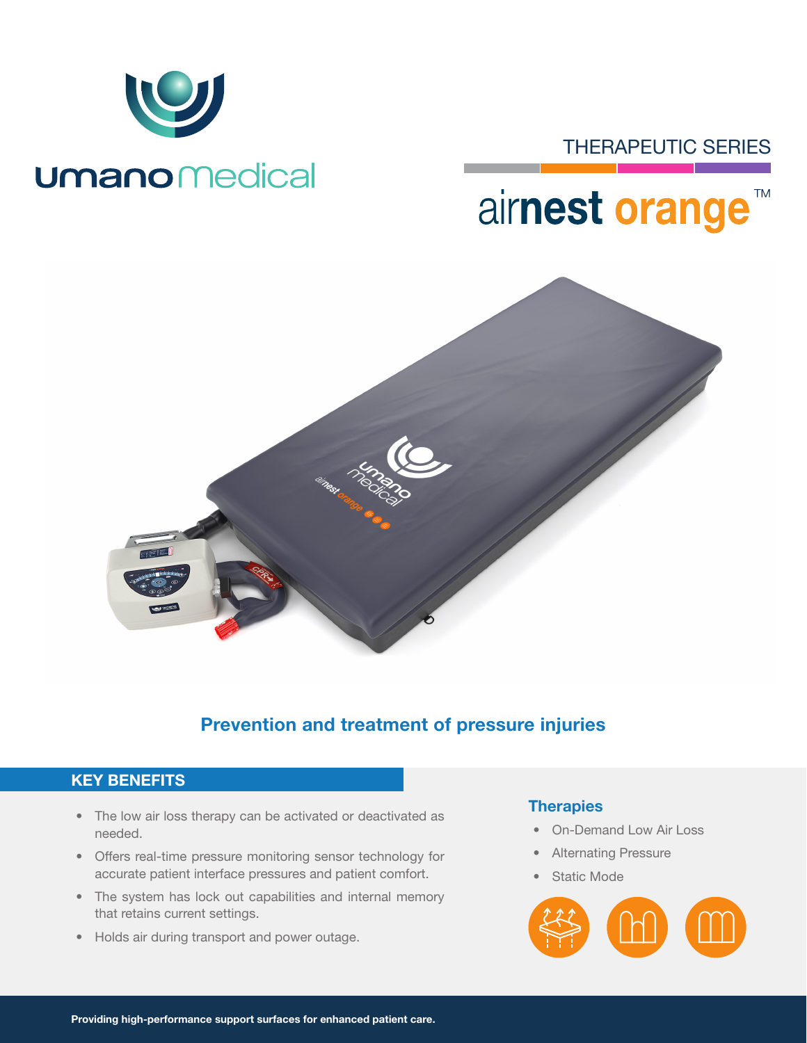umano medical

THERAPEUTIC SERIES

# airnest orange™

## Prevention and treatment of pressure injuries

### KEY BENEFITS

- The low air loss therapy can be activated or deactivated as needed.
- Offers real-time pressure monitoring sensor technology for accurate patient interface pressures and patient comfort.
- The system has lock out capabilities and internal memory that retains current settings.
- Holds air during transport and power outage.

### Therapies

- On-Demand Low Air Loss
- Alternating Pressure
- Static Mode

**Providing high-performance support surfaces for enhanced patient care.**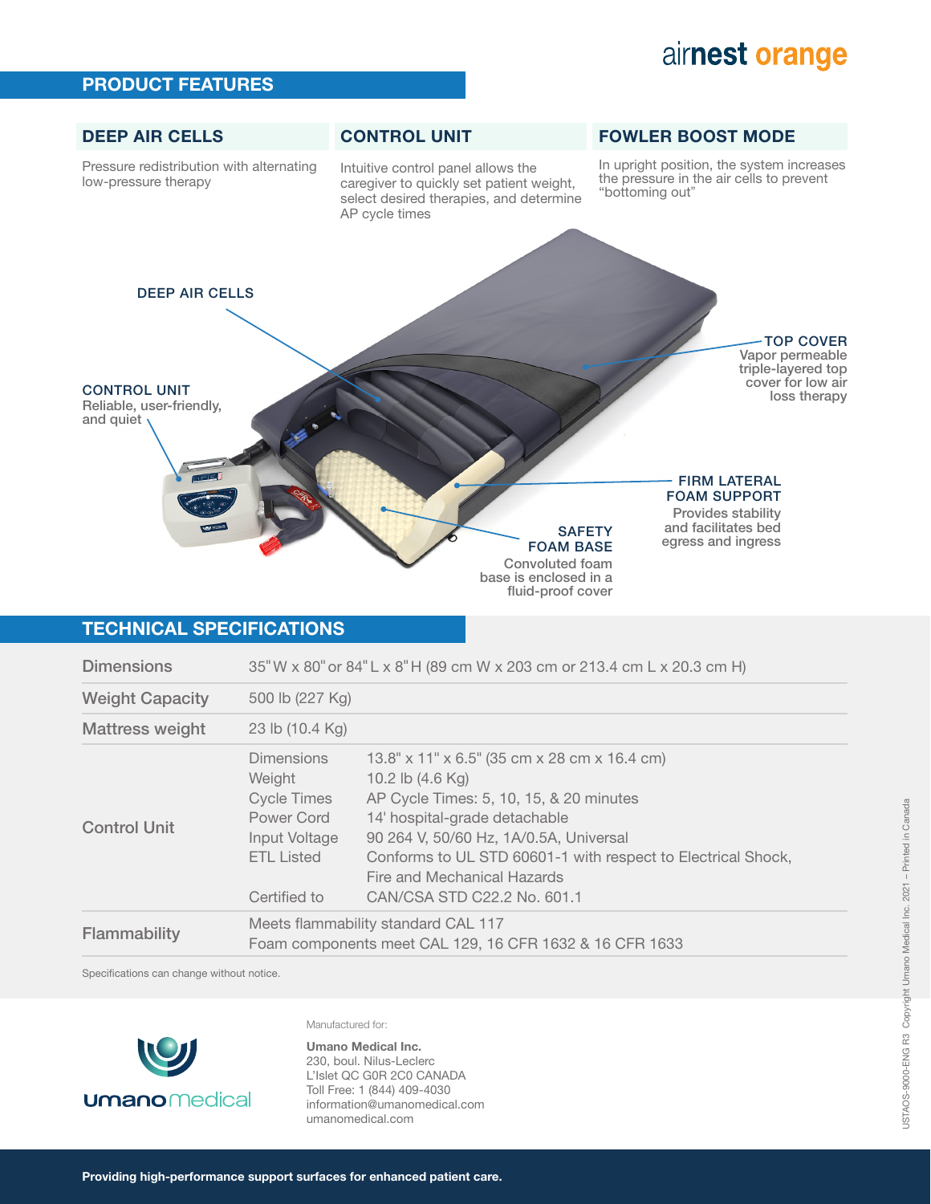airnest orange

## PRODUCT FEATURES

### DEEP AIR CELLS

Pressure redistribution with alternating low-pressure therapy

### CONTROL UNIT

Intuitive control panel allows the caregiver to quickly set patient weight, select desired therapies, and determine AP cycle times

### FOWLER BOOST MODE

In upright position, the system increases the pressure in the air cells to prevent "bottoming out"

DEEP AIR CELLS

CONTROL UNIT
Reliable, user-friendly, and quiet

TOP COVER
Vapor permeable triple-layered top cover for low air loss therapy

FIRM LATERAL FOAM SUPPORT
Provides stability and facilitates bed egress and ingress

SAFETY FOAM BASE
Convoluted foam base is enclosed in a fluid-proof cover

## TECHNICAL SPECIFICATIONS

| | | |
|---|---|---|
| Dimensions | 35" W x 80" or 84" L x 8" H (89 cm W x 203 cm or 213.4 cm L x 20.3 cm H) | |
| Weight Capacity | 500 lb (227 Kg) | |
| Mattress weight | 23 lb (10.4 Kg) | |
| Control Unit | Dimensions | 13.8" x 11" x 6.5" (35 cm x 28 cm x 16.4 cm) |
| | Weight | 10.2 lb (4.6 Kg) |
| | Cycle Times | AP Cycle Times: 5, 10, 15, & 20 minutes |
| | Power Cord | 14' hospital-grade detachable |
| | Input Voltage | 90 264 V, 50/60 Hz, 1A/0.5A, Universal |
| | ETL Listed | Conforms to UL STD 60601-1 with respect to Electrical Shock, Fire and Mechanical Hazards |
| | Certified to | CAN/CSA STD C22.2 No. 601.1 |
| Flammability | Meets flammability standard CAL 117<br>Foam components meet CAL 129, 16 CFR 1632 & 16 CFR 1633 | |

Specifications can change without notice.

umano medical

Manufactured for:

**Umano Medical Inc.**
230, boul. Nilus-Leclerc
L'Islet QC G0R 2C0 CANADA
Toll Free: 1 (844) 409-4030
information@umanomedical.com
umanomedical.com

USTAOS-9000-ENG R3 Copyright Umano Medical Inc. 2021 – Printed in Canada

**Providing high-performance support surfaces for enhanced patient care.**